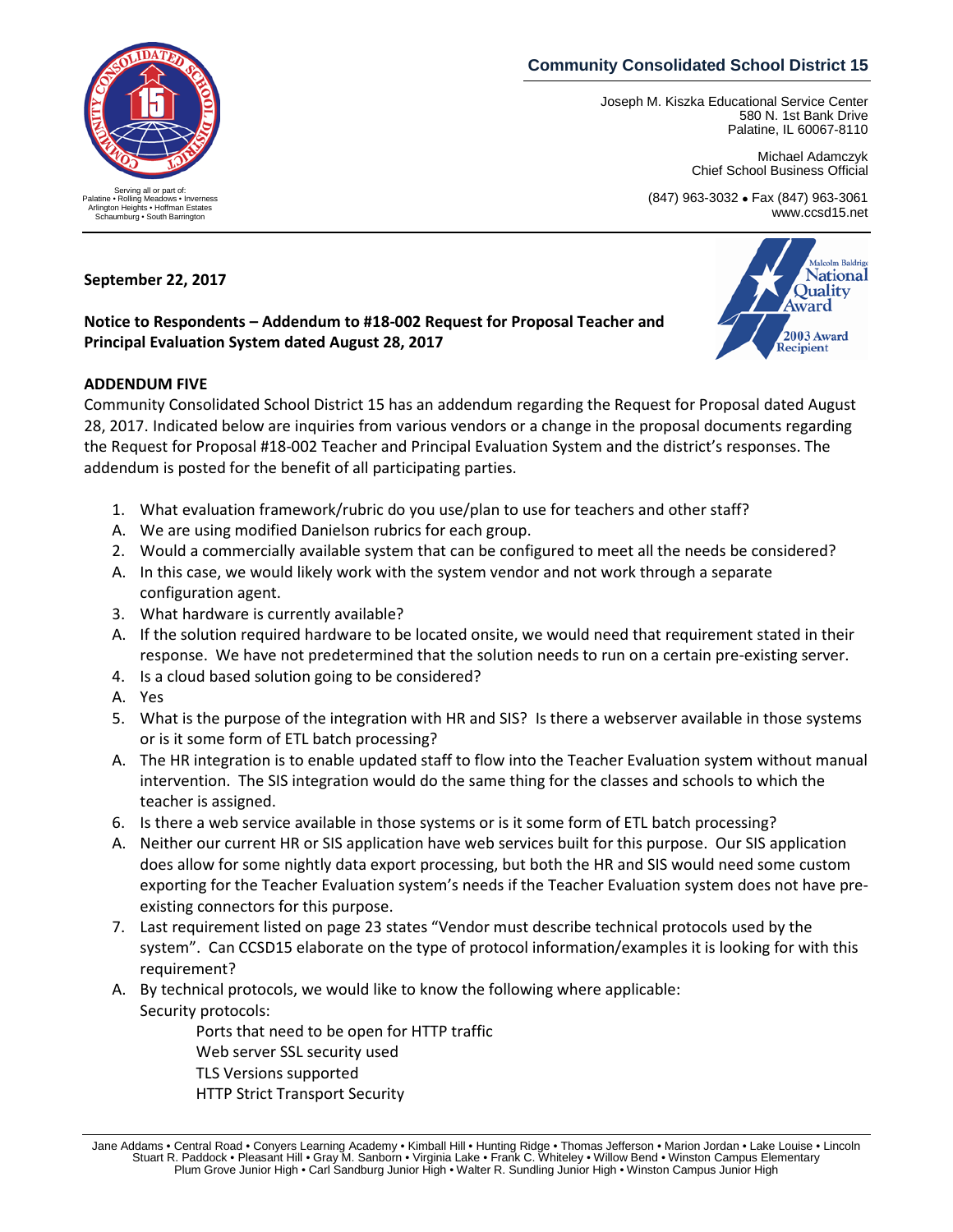**Community Consolidated School District 15**

Joseph M. Kiszka Educational Service Center
580 N. 1st Bank Drive
Palatine, IL 60067-8110

Michael Adamczyk
Chief School Business Official

(847) 963-3032 • Fax (847) 963-3061
www.ccsd15.net

Serving all or part of:
Palatine • Rolling Meadows • Inverness
Arlington Heights • Hoffman Estates
Schaumburg • South Barrington

**September 22, 2017**

**Notice to Respondents – Addendum to #18-002 Request for Proposal Teacher and Principal Evaluation System dated August 28, 2017**

**ADDENDUM FIVE**

Community Consolidated School District 15 has an addendum regarding the Request for Proposal dated August 28, 2017. Indicated below are inquiries from various vendors or a change in the proposal documents regarding the Request for Proposal #18-002 Teacher and Principal Evaluation System and the district's responses. The addendum is posted for the benefit of all participating parties.

1. What evaluation framework/rubric do you use/plan to use for teachers and other staff?

A. We are using modified Danielson rubrics for each group.

2. Would a commercially available system that can be configured to meet all the needs be considered?

A. In this case, we would likely work with the system vendor and not work through a separate configuration agent.

3. What hardware is currently available?

A. If the solution required hardware to be located onsite, we would need that requirement stated in their response. We have not predetermined that the solution needs to run on a certain pre-existing server.

4. Is a cloud based solution going to be considered?

A. Yes

5. What is the purpose of the integration with HR and SIS? Is there a webserver available in those systems or is it some form of ETL batch processing?

A. The HR integration is to enable updated staff to flow into the Teacher Evaluation system without manual intervention. The SIS integration would do the same thing for the classes and schools to which the teacher is assigned.

6. Is there a web service available in those systems or is it some form of ETL batch processing?

A. Neither our current HR or SIS application have web services built for this purpose. Our SIS application does allow for some nightly data export processing, but both the HR and SIS would need some custom exporting for the Teacher Evaluation system's needs if the Teacher Evaluation system does not have pre-existing connectors for this purpose.

7. Last requirement listed on page 23 states "Vendor must describe technical protocols used by the system". Can CCSD15 elaborate on the type of protocol information/examples it is looking for with this requirement?

A. By technical protocols, we would like to know the following where applicable:
   Security protocols:
   - Ports that need to be open for HTTP traffic
   - Web server SSL security used
   - TLS Versions supported
   - HTTP Strict Transport Security

Jane Addams • Central Road • Conyers Learning Academy • Kimball Hill • Hunting Ridge • Thomas Jefferson • Marion Jordan • Lake Louise • Lincoln
Stuart R. Paddock • Pleasant Hill • Gray M. Sanborn • Virginia Lake • Frank C. Whiteley • Willow Bend • Winston Campus Elementary
Plum Grove Junior High • Carl Sandburg Junior High • Walter R. Sundling Junior High • Winston Campus Junior High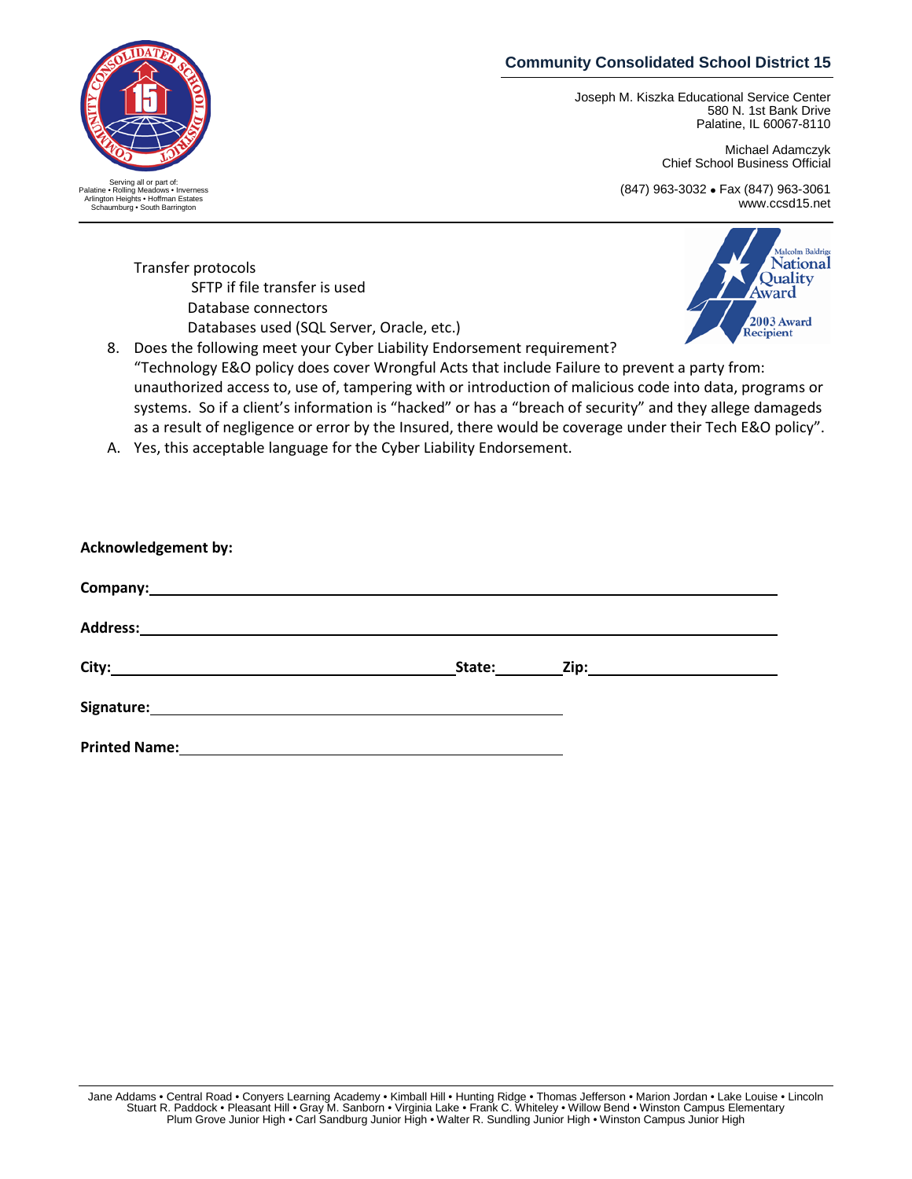Transfer protocols

SFTP if file transfer is used

Database connectors

Databases used (SQL Server, Oracle, etc.)

8. Does the following meet your Cyber Liability Endorsement requirement?
   "Technology E&O policy does cover Wrongful Acts that include Failure to prevent a party from: unauthorized access to, use of, tampering with or introduction of malicious code into data, programs or systems. So if a client's information is "hacked" or has a "breach of security" and they allege dameged as a result of negligence or error by the Insured, there would be coverage under their Tech E&O policy".

A. Yes, this acceptable language for the Cyber Liability Endorsement.

**Acknowledgement by:**

**Company:** ______________________________

**Address:** ______________________________

**City:** ____________________ **State:** ________ **Zip:** ____________

**Signature:** ______________________________

**Printed Name:** ______________________________